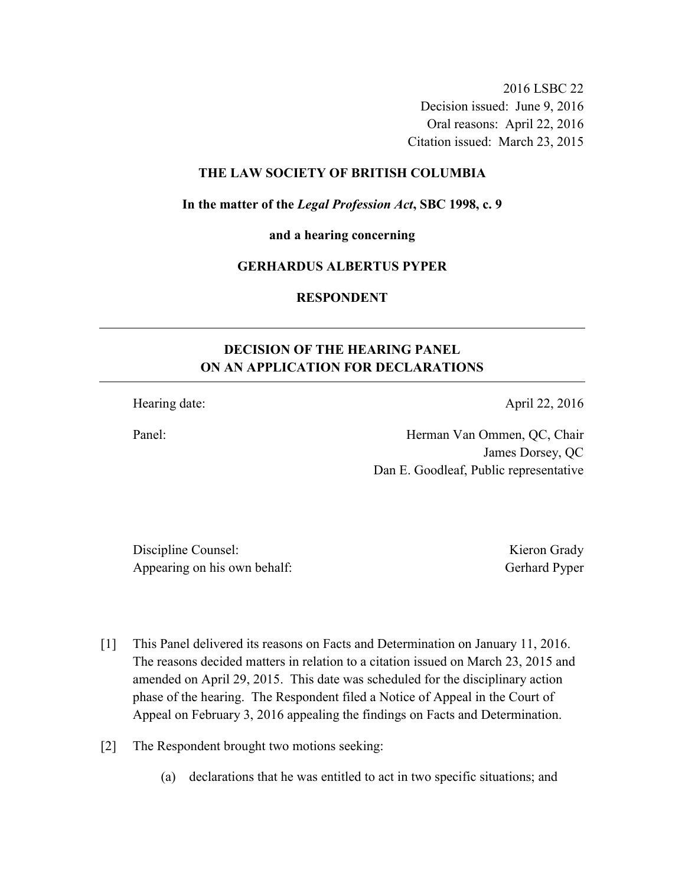2016 LSBC 22
Decision issued: June 9, 2016
Oral reasons: April 22, 2016
Citation issued: March 23, 2015

**THE LAW SOCIETY OF BRITISH COLUMBIA**

**In the matter of the *Legal Profession Act*, SBC 1998, c. 9**

**and a hearing concerning**

**GERHARDUS ALBERTUS PYPER**

**RESPONDENT**

---

## DECISION OF THE HEARING PANEL ON AN APPLICATION FOR DECLARATIONS

---

| | |
|---|---|
| Hearing date: | April 22, 2016 |
| Panel: | Herman Van Ommen, QC, Chair |
| | James Dorsey, QC |
| | Dan E. Goodleaf, Public representative |

| | |
|---|---|
| Discipline Counsel: | Kieron Grady |
| Appearing on his own behalf: | Gerhard Pyper |

[1] This Panel delivered its reasons on Facts and Determination on January 11, 2016. The reasons decided matters in relation to a citation issued on March 23, 2015 and amended on April 29, 2015. This date was scheduled for the disciplinary action phase of the hearing. The Respondent filed a Notice of Appeal in the Court of Appeal on February 3, 2016 appealing the findings on Facts and Determination.

[2] The Respondent brought two motions seeking:

(a) declarations that he was entitled to act in two specific situations; and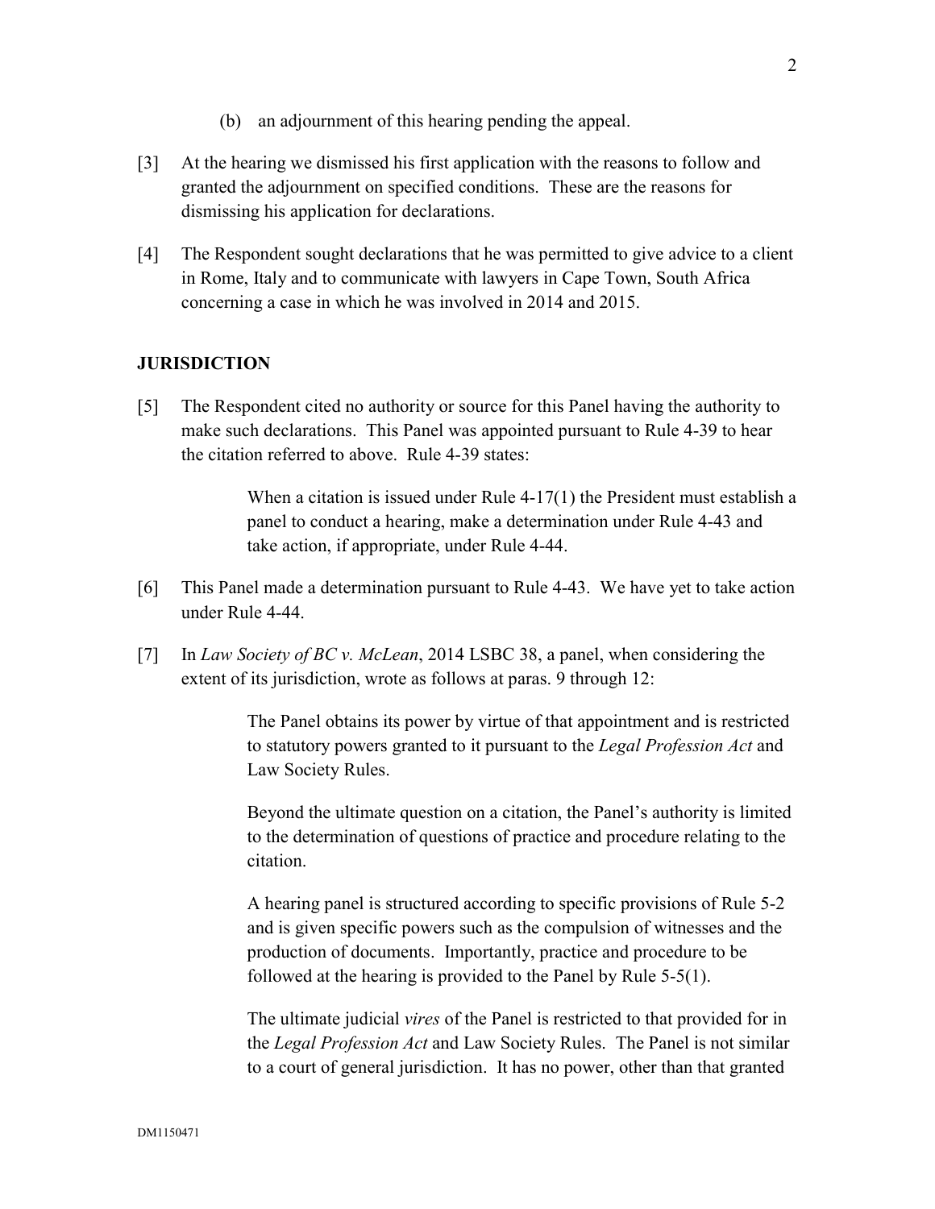(b) an adjournment of this hearing pending the appeal.

[3] At the hearing we dismissed his first application with the reasons to follow and granted the adjournment on specified conditions. These are the reasons for dismissing his application for declarations.

[4] The Respondent sought declarations that he was permitted to give advice to a client in Rome, Italy and to communicate with lawyers in Cape Town, South Africa concerning a case in which he was involved in 2014 and 2015.

## JURISDICTION

[5] The Respondent cited no authority or source for this Panel having the authority to make such declarations. This Panel was appointed pursuant to Rule 4-39 to hear the citation referred to above. Rule 4-39 states:

> When a citation is issued under Rule 4-17(1) the President must establish a panel to conduct a hearing, make a determination under Rule 4-43 and take action, if appropriate, under Rule 4-44.

[6] This Panel made a determination pursuant to Rule 4-43. We have yet to take action under Rule 4-44.

[7] In *Law Society of BC v. McLean*, 2014 LSBC 38, a panel, when considering the extent of its jurisdiction, wrote as follows at paras. 9 through 12:

> The Panel obtains its power by virtue of that appointment and is restricted to statutory powers granted to it pursuant to the *Legal Profession Act* and Law Society Rules.
>
> Beyond the ultimate question on a citation, the Panel's authority is limited to the determination of questions of practice and procedure relating to the citation.
>
> A hearing panel is structured according to specific provisions of Rule 5-2 and is given specific powers such as the compulsion of witnesses and the production of documents. Importantly, practice and procedure to be followed at the hearing is provided to the Panel by Rule 5-5(1).
>
> The ultimate judicial *vires* of the Panel is restricted to that provided for in the *Legal Profession Act* and Law Society Rules. The Panel is not similar to a court of general jurisdiction. It has no power, other than that granted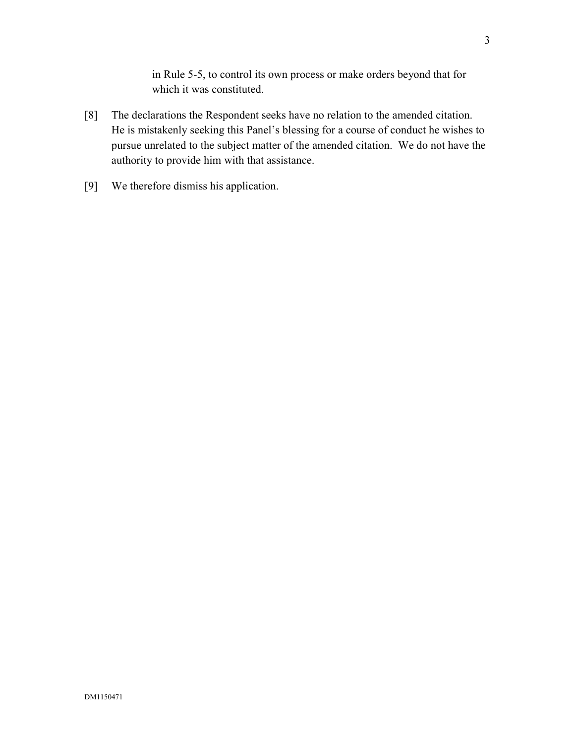in Rule 5-5, to control its own process or make orders beyond that for which it was constituted.

[8] The declarations the Respondent seeks have no relation to the amended citation. He is mistakenly seeking this Panel's blessing for a course of conduct he wishes to pursue unrelated to the subject matter of the amended citation. We do not have the authority to provide him with that assistance.

[9] We therefore dismiss his application.

DM1150471